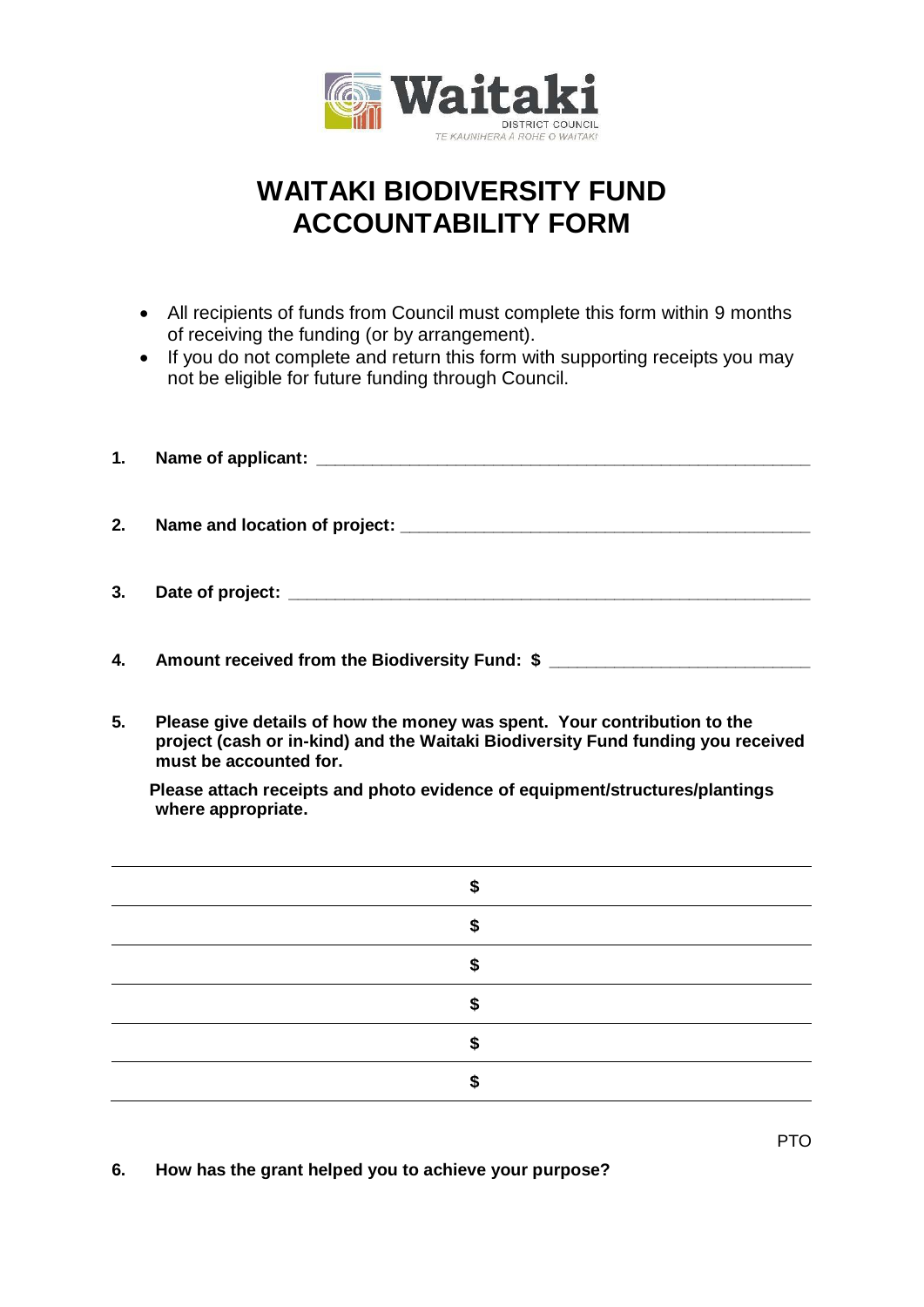# WAITAKI BIODIVERSITY FUND ACCOUNTABILITY FORM

- All recipients of funds from Council must complete this form within 9 months of receiving the funding (or by arrangement).
- If you do not complete and return this form with supporting receipts you may not be eligible for future funding through Council.

**1. Name of applicant: \_\_\_\_\_\_\_\_\_\_\_\_\_\_\_\_\_\_\_\_\_\_\_\_\_\_\_\_\_\_\_\_\_\_\_\_\_\_\_\_\_\_\_\_\_\_\_\_**

**2. Name and location of project: \_\_\_\_\_\_\_\_\_\_\_\_\_\_\_\_\_\_\_\_\_\_\_\_\_\_\_\_\_\_\_\_\_\_\_\_\_\_\_\_**

**3. Date of project: \_\_\_\_\_\_\_\_\_\_\_\_\_\_\_\_\_\_\_\_\_\_\_\_\_\_\_\_\_\_\_\_\_\_\_\_\_\_\_\_\_\_\_\_\_\_\_\_\_\_\_\_**

**4. Amount received from the Biodiversity Fund: $ \_\_\_\_\_\_\_\_\_\_\_\_\_\_\_\_\_\_\_\_\_\_\_\_\_\_**

**5. Please give details of how the money was spent. Your contribution to the project (cash or in-kind) and the Waitaki Biodiversity Fund funding you received must be accounted for.**

**Please attach receipts and photo evidence of equipment/structures/plantings where appropriate.**

| | |
|---|---|
| | **$** |
| | **$** |
| | **$** |
| | **$** |
| | **$** |
| | **$** |

PTO

**6. How has the grant helped you to achieve your purpose?**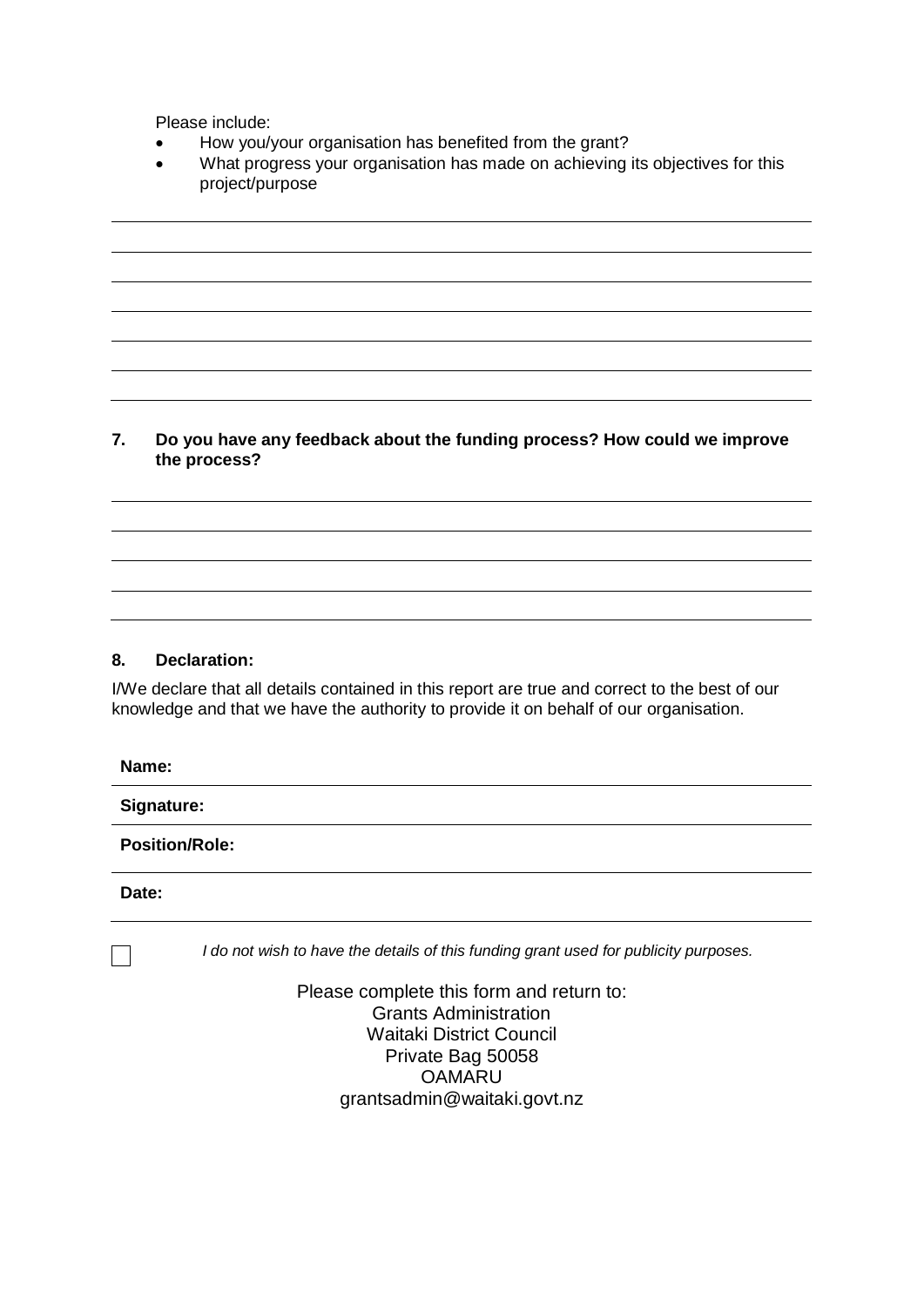Please include:

- How you/your organisation has benefited from the grant?
- What progress your organisation has made on achieving its objectives for this project/purpose

**7. Do you have any feedback about the funding process? How could we improve the process?**

**8. Declaration:**

I/We declare that all details contained in this report are true and correct to the best of our knowledge and that we have the authority to provide it on behalf of our organisation.

**Name:**

**Signature:**

**Position/Role:**

**Date:**

☐ *I do not wish to have the details of this funding grant used for publicity purposes.*

Please complete this form and return to:
Grants Administration
Waitaki District Council
Private Bag 50058
OAMARU
grantsadmin@waitaki.govt.nz